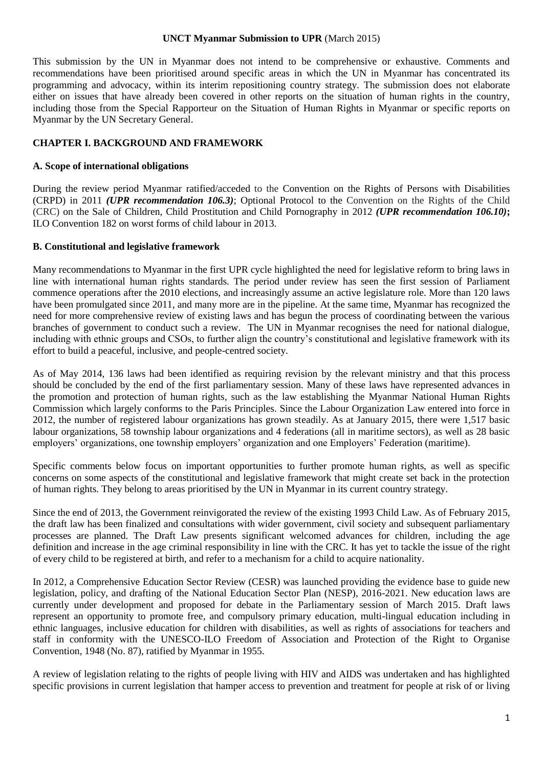**UNCT Myanmar Submission to UPR** (March 2015)

This submission by the UN in Myanmar does not intend to be comprehensive or exhaustive. Comments and recommendations have been prioritised around specific areas in which the UN in Myanmar has concentrated its programming and advocacy, within its interim repositioning country strategy. The submission does not elaborate either on issues that have already been covered in other reports on the situation of human rights in the country, including those from the Special Rapporteur on the Situation of Human Rights in Myanmar or specific reports on Myanmar by the UN Secretary General.

## CHAPTER I. BACKGROUND AND FRAMEWORK

### A. Scope of international obligations

During the review period Myanmar ratified/acceded to the Convention on the Rights of Persons with Disabilities (CRPD) in 2011 ***(UPR recommendation 106.3)***; Optional Protocol to the Convention on the Rights of the Child (CRC) on the Sale of Children, Child Prostitution and Child Pornography in 2012 ***(UPR recommendation 106.10)*****;** ILO Convention 182 on worst forms of child labour in 2013.

### B. Constitutional and legislative framework

Many recommendations to Myanmar in the first UPR cycle highlighted the need for legislative reform to bring laws in line with international human rights standards. The period under review has seen the first session of Parliament commence operations after the 2010 elections, and increasingly assume an active legislature role. More than 120 laws have been promulgated since 2011, and many more are in the pipeline. At the same time, Myanmar has recognized the need for more comprehensive review of existing laws and has begun the process of coordinating between the various branches of government to conduct such a review. The UN in Myanmar recognises the need for national dialogue, including with ethnic groups and CSOs, to further align the country's constitutional and legislative framework with its effort to build a peaceful, inclusive, and people-centred society.

As of May 2014, 136 laws had been identified as requiring revision by the relevant ministry and that this process should be concluded by the end of the first parliamentary session. Many of these laws have represented advances in the promotion and protection of human rights, such as the law establishing the Myanmar National Human Rights Commission which largely conforms to the Paris Principles. Since the Labour Organization Law entered into force in 2012, the number of registered labour organizations has grown steadily. As at January 2015, there were 1,517 basic labour organizations, 58 township labour organizations and 4 federations (all in maritime sectors), as well as 28 basic employers' organizations, one township employers' organization and one Employers' Federation (maritime).

Specific comments below focus on important opportunities to further promote human rights, as well as specific concerns on some aspects of the constitutional and legislative framework that might create set back in the protection of human rights. They belong to areas prioritised by the UN in Myanmar in its current country strategy.

Since the end of 2013, the Government reinvigorated the review of the existing 1993 Child Law. As of February 2015, the draft law has been finalized and consultations with wider government, civil society and subsequent parliamentary processes are planned. The Draft Law presents significant welcomed advances for children, including the age definition and increase in the age criminal responsibility in line with the CRC. It has yet to tackle the issue of the right of every child to be registered at birth, and refer to a mechanism for a child to acquire nationality.

In 2012, a Comprehensive Education Sector Review (CESR) was launched providing the evidence base to guide new legislation, policy, and drafting of the National Education Sector Plan (NESP), 2016-2021. New education laws are currently under development and proposed for debate in the Parliamentary session of March 2015. Draft laws represent an opportunity to promote free, and compulsory primary education, multi-lingual education including in ethnic languages, inclusive education for children with disabilities, as well as rights of associations for teachers and staff in conformity with the UNESCO-ILO Freedom of Association and Protection of the Right to Organise Convention, 1948 (No. 87), ratified by Myanmar in 1955.

A review of legislation relating to the rights of people living with HIV and AIDS was undertaken and has highlighted specific provisions in current legislation that hamper access to prevention and treatment for people at risk of or living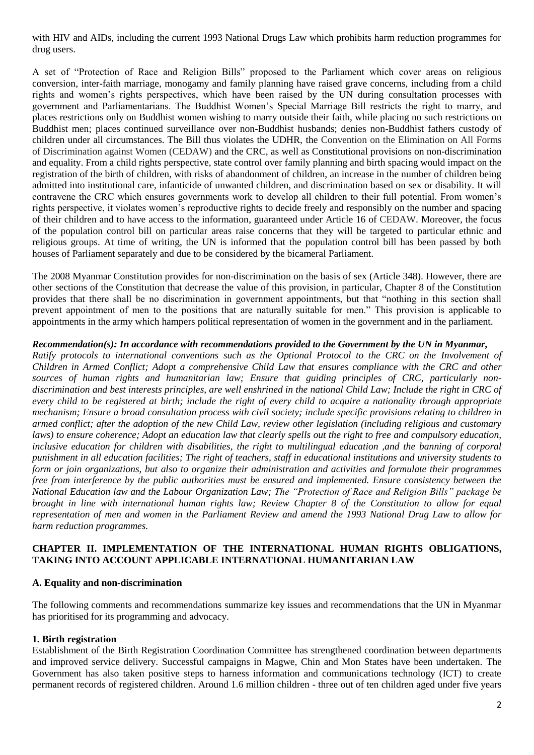with HIV and AIDs, including the current 1993 National Drugs Law which prohibits harm reduction programmes for drug users.

A set of "Protection of Race and Religion Bills" proposed to the Parliament which cover areas on religious conversion, inter-faith marriage, monogamy and family planning have raised grave concerns, including from a child rights and women's rights perspectives, which have been raised by the UN during consultation processes with government and Parliamentarians. The Buddhist Women's Special Marriage Bill restricts the right to marry, and places restrictions only on Buddhist women wishing to marry outside their faith, while placing no such restrictions on Buddhist men; places continued surveillance over non-Buddhist husbands; denies non-Buddhist fathers custody of children under all circumstances. The Bill thus violates the UDHR, the Convention on the Elimination on All Forms of Discrimination against Women (CEDAW) and the CRC, as well as Constitutional provisions on non-discrimination and equality. From a child rights perspective, state control over family planning and birth spacing would impact on the registration of the birth of children, with risks of abandonment of children, an increase in the number of children being admitted into institutional care, infanticide of unwanted children, and discrimination based on sex or disability. It will contravene the CRC which ensures governments work to develop all children to their full potential. From women's rights perspective, it violates women's reproductive rights to decide freely and responsibly on the number and spacing of their children and to have access to the information, guaranteed under Article 16 of CEDAW. Moreover, the focus of the population control bill on particular areas raise concerns that they will be targeted to particular ethnic and religious groups. At time of writing, the UN is informed that the population control bill has been passed by both houses of Parliament separately and due to be considered by the bicameral Parliament.

The 2008 Myanmar Constitution provides for non-discrimination on the basis of sex (Article 348). However, there are other sections of the Constitution that decrease the value of this provision, in particular, Chapter 8 of the Constitution provides that there shall be no discrimination in government appointments, but that "nothing in this section shall prevent appointment of men to the positions that are naturally suitable for men." This provision is applicable to appointments in the army which hampers political representation of women in the government and in the parliament.

***Recommendation(s): In accordance with recommendations provided to the Government by the UN in Myanmar,***
*Ratify protocols to international conventions such as the Optional Protocol to the CRC on the Involvement of Children in Armed Conflict; Adopt a comprehensive Child Law that ensures compliance with the CRC and other sources of human rights and humanitarian law; Ensure that guiding principles of CRC, particularly non-discrimination and best interests principles, are well enshrined in the national Child Law; Include the right in CRC of every child to be registered at birth; include the right of every child to acquire a nationality through appropriate mechanism; Ensure a broad consultation process with civil society; include specific provisions relating to children in armed conflict; after the adoption of the new Child Law, review other legislation (including religious and customary laws) to ensure coherence; Adopt an education law that clearly spells out the right to free and compulsory education, inclusive education for children with disabilities, the right to multilingual education ,and the banning of corporal punishment in all education facilities; The right of teachers, staff in educational institutions and university students to form or join organizations, but also to organize their administration and activities and formulate their programmes free from interference by the public authorities must be ensured and implemented. Ensure consistency between the National Education law and the Labour Organization Law; The "Protection of Race and Religion Bills" package be brought in line with international human rights law; Review Chapter 8 of the Constitution to allow for equal representation of men and women in the Parliament Review and amend the 1993 National Drug Law to allow for harm reduction programmes.*

## CHAPTER II. IMPLEMENTATION OF THE INTERNATIONAL HUMAN RIGHTS OBLIGATIONS, TAKING INTO ACCOUNT APPLICABLE INTERNATIONAL HUMANITARIAN LAW

### A. Equality and non-discrimination

The following comments and recommendations summarize key issues and recommendations that the UN in Myanmar has prioritised for its programming and advocacy.

#### 1. Birth registration

Establishment of the Birth Registration Coordination Committee has strengthened coordination between departments and improved service delivery. Successful campaigns in Magwe, Chin and Mon States have been undertaken. The Government has also taken positive steps to harness information and communications technology (ICT) to create permanent records of registered children. Around 1.6 million children - three out of ten children aged under five years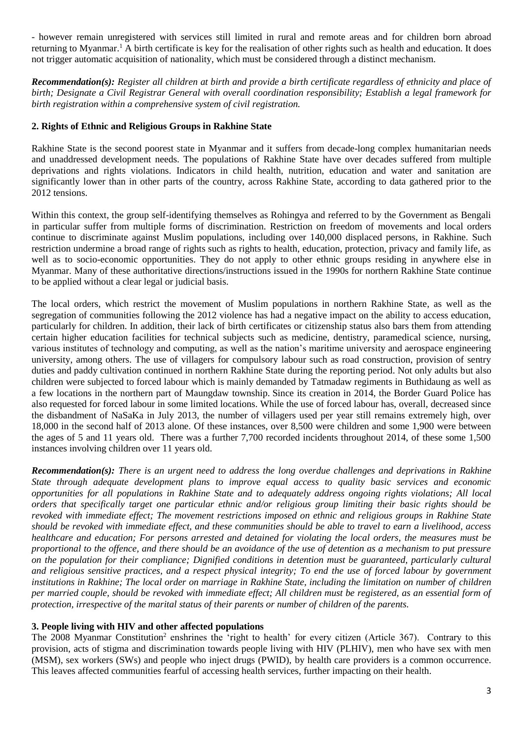- however remain unregistered with services still limited in rural and remote areas and for children born abroad returning to Myanmar.[1] A birth certificate is key for the realisation of other rights such as health and education. It does not trigger automatic acquisition of nationality, which must be considered through a distinct mechanism.

***Recommendation(s):*** *Register all children at birth and provide a birth certificate regardless of ethnicity and place of birth; Designate a Civil Registrar General with overall coordination responsibility; Establish a legal framework for birth registration within a comprehensive system of civil registration.*

## 2. Rights of Ethnic and Religious Groups in Rakhine State

Rakhine State is the second poorest state in Myanmar and it suffers from decade-long complex humanitarian needs and unaddressed development needs. The populations of Rakhine State have over decades suffered from multiple deprivations and rights violations. Indicators in child health, nutrition, education and water and sanitation are significantly lower than in other parts of the country, across Rakhine State, according to data gathered prior to the 2012 tensions.

Within this context, the group self-identifying themselves as Rohingya and referred to by the Government as Bengali in particular suffer from multiple forms of discrimination. Restriction on freedom of movements and local orders continue to discriminate against Muslim populations, including over 140,000 displaced persons, in Rakhine. Such restriction undermine a broad range of rights such as rights to health, education, protection, privacy and family life, as well as to socio-economic opportunities. They do not apply to other ethnic groups residing in anywhere else in Myanmar. Many of these authoritative directions/instructions issued in the 1990s for northern Rakhine State continue to be applied without a clear legal or judicial basis.

The local orders, which restrict the movement of Muslim populations in northern Rakhine State, as well as the segregation of communities following the 2012 violence has had a negative impact on the ability to access education, particularly for children. In addition, their lack of birth certificates or citizenship status also bars them from attending certain higher education facilities for technical subjects such as medicine, dentistry, paramedical science, nursing, various institutes of technology and computing, as well as the nation's maritime university and aerospace engineering university, among others. The use of villagers for compulsory labour such as road construction, provision of sentry duties and paddy cultivation continued in northern Rakhine State during the reporting period. Not only adults but also children were subjected to forced labour which is mainly demanded by Tatmadaw regiments in Buthidaung as well as a few locations in the northern part of Maungdaw township. Since its creation in 2014, the Border Guard Police has also requested for forced labour in some limited locations. While the use of forced labour has, overall, decreased since the disbandment of NaSaKa in July 2013, the number of villagers used per year still remains extremely high, over 18,000 in the second half of 2013 alone. Of these instances, over 8,500 were children and some 1,900 were between the ages of 5 and 11 years old. There was a further 7,700 recorded incidents throughout 2014, of these some 1,500 instances involving children over 11 years old.

***Recommendation(s):*** *There is an urgent need to address the long overdue challenges and deprivations in Rakhine State through adequate development plans to improve equal access to quality basic services and economic opportunities for all populations in Rakhine State and to adequately address ongoing rights violations; All local orders that specifically target one particular ethnic and/or religious group limiting their basic rights should be revoked with immediate effect; The movement restrictions imposed on ethnic and religious groups in Rakhine State should be revoked with immediate effect, and these communities should be able to travel to earn a livelihood, access healthcare and education; For persons arrested and detained for violating the local orders, the measures must be proportional to the offence, and there should be an avoidance of the use of detention as a mechanism to put pressure on the population for their compliance; Dignified conditions in detention must be guaranteed, particularly cultural and religious sensitive practices, and a respect physical integrity; To end the use of forced labour by government institutions in Rakhine; The local order on marriage in Rakhine State, including the limitation on number of children per married couple, should be revoked with immediate effect; All children must be registered, as an essential form of protection, irrespective of the marital status of their parents or number of children of the parents.*

## 3. People living with HIV and other affected populations

The 2008 Myanmar Constitution[2] enshrines the 'right to health' for every citizen (Article 367). Contrary to this provision, acts of stigma and discrimination towards people living with HIV (PLHIV), men who have sex with men (MSM), sex workers (SWs) and people who inject drugs (PWID), by health care providers is a common occurrence. This leaves affected communities fearful of accessing health services, further impacting on their health.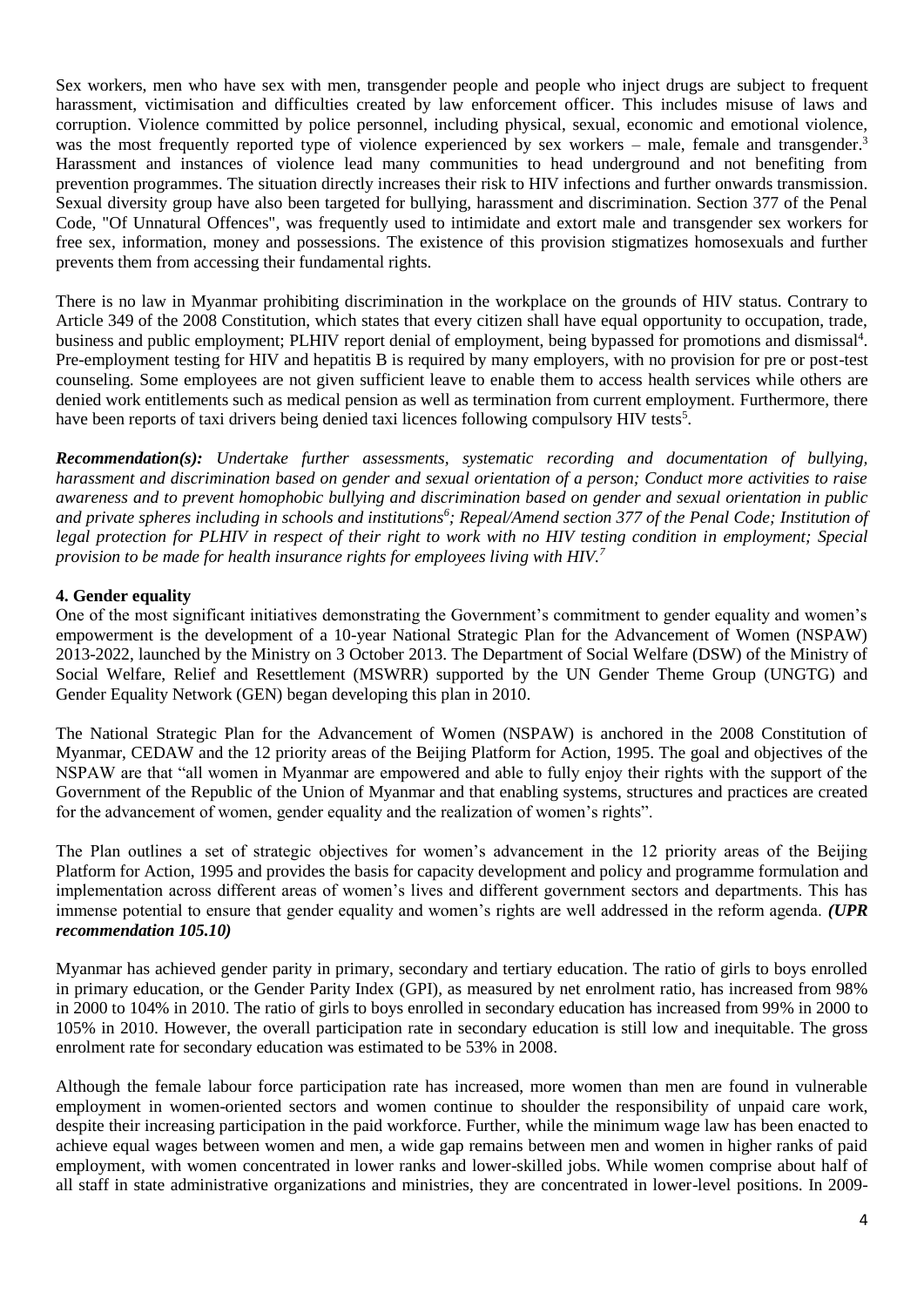Sex workers, men who have sex with men, transgender people and people who inject drugs are subject to frequent harassment, victimisation and difficulties created by law enforcement officer. This includes misuse of laws and corruption. Violence committed by police personnel, including physical, sexual, economic and emotional violence, was the most frequently reported type of violence experienced by sex workers – male, female and transgender.[3] Harassment and instances of violence lead many communities to head underground and not benefiting from prevention programmes. The situation directly increases their risk to HIV infections and further onwards transmission. Sexual diversity group have also been targeted for bullying, harassment and discrimination. Section 377 of the Penal Code, "Of Unnatural Offences", was frequently used to intimidate and extort male and transgender sex workers for free sex, information, money and possessions. The existence of this provision stigmatizes homosexuals and further prevents them from accessing their fundamental rights.

There is no law in Myanmar prohibiting discrimination in the workplace on the grounds of HIV status. Contrary to Article 349 of the 2008 Constitution, which states that every citizen shall have equal opportunity to occupation, trade, business and public employment; PLHIV report denial of employment, being bypassed for promotions and dismissal[4]. Pre-employment testing for HIV and hepatitis B is required by many employers, with no provision for pre or post-test counseling. Some employees are not given sufficient leave to enable them to access health services while others are denied work entitlements such as medical pension as well as termination from current employment. Furthermore, there have been reports of taxi drivers being denied taxi licences following compulsory HIV tests[5].

***Recommendation(s):*** *Undertake further assessments, systematic recording and documentation of bullying, harassment and discrimination based on gender and sexual orientation of a person; Conduct more activities to raise awareness and to prevent homophobic bullying and discrimination based on gender and sexual orientation in public and private spheres including in schools and institutions[6]; Repeal/Amend section 377 of the Penal Code; Institution of legal protection for PLHIV in respect of their right to work with no HIV testing condition in employment; Special provision to be made for health insurance rights for employees living with HIV.[7]*

### 4. Gender equality

One of the most significant initiatives demonstrating the Government's commitment to gender equality and women's empowerment is the development of a 10-year National Strategic Plan for the Advancement of Women (NSPAW) 2013-2022, launched by the Ministry on 3 October 2013. The Department of Social Welfare (DSW) of the Ministry of Social Welfare, Relief and Resettlement (MSWRR) supported by the UN Gender Theme Group (UNGTG) and Gender Equality Network (GEN) began developing this plan in 2010.

The National Strategic Plan for the Advancement of Women (NSPAW) is anchored in the 2008 Constitution of Myanmar, CEDAW and the 12 priority areas of the Beijing Platform for Action, 1995. The goal and objectives of the NSPAW are that "all women in Myanmar are empowered and able to fully enjoy their rights with the support of the Government of the Republic of the Union of Myanmar and that enabling systems, structures and practices are created for the advancement of women, gender equality and the realization of women's rights".

The Plan outlines a set of strategic objectives for women's advancement in the 12 priority areas of the Beijing Platform for Action, 1995 and provides the basis for capacity development and policy and programme formulation and implementation across different areas of women's lives and different government sectors and departments. This has immense potential to ensure that gender equality and women's rights are well addressed in the reform agenda. ***(UPR recommendation 105.10)***

Myanmar has achieved gender parity in primary, secondary and tertiary education. The ratio of girls to boys enrolled in primary education, or the Gender Parity Index (GPI), as measured by net enrolment ratio, has increased from 98% in 2000 to 104% in 2010. The ratio of girls to boys enrolled in secondary education has increased from 99% in 2000 to 105% in 2010. However, the overall participation rate in secondary education is still low and inequitable. The gross enrolment rate for secondary education was estimated to be 53% in 2008.

Although the female labour force participation rate has increased, more women than men are found in vulnerable employment in women-oriented sectors and women continue to shoulder the responsibility of unpaid care work, despite their increasing participation in the paid workforce. Further, while the minimum wage law has been enacted to achieve equal wages between women and men, a wide gap remains between men and women in higher ranks of paid employment, with women concentrated in lower ranks and lower-skilled jobs. While women comprise about half of all staff in state administrative organizations and ministries, they are concentrated in lower-level positions. In 2009-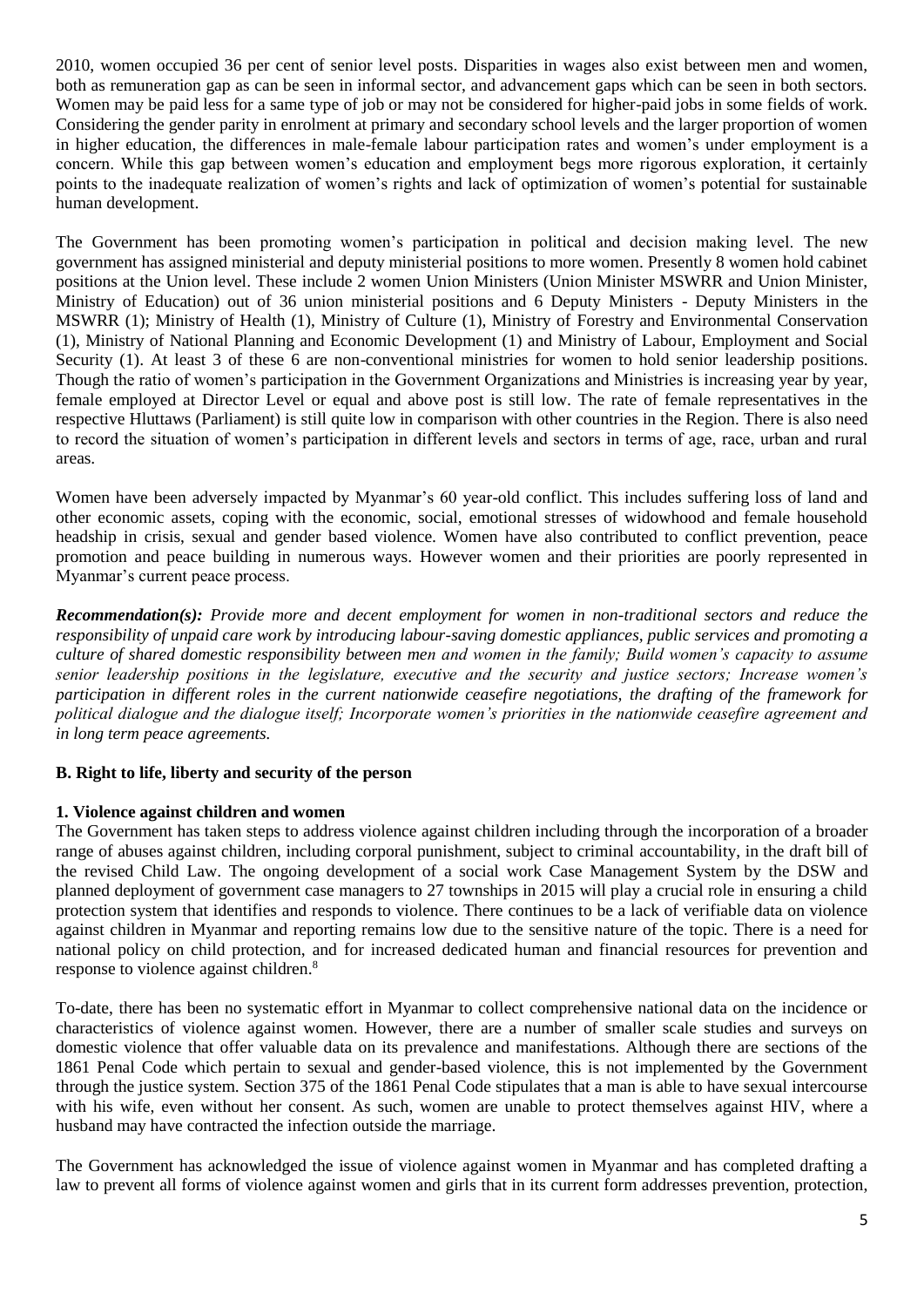2010, women occupied 36 per cent of senior level posts. Disparities in wages also exist between men and women, both as remuneration gap as can be seen in informal sector, and advancement gaps which can be seen in both sectors. Women may be paid less for a same type of job or may not be considered for higher-paid jobs in some fields of work. Considering the gender parity in enrolment at primary and secondary school levels and the larger proportion of women in higher education, the differences in male-female labour participation rates and women's under employment is a concern. While this gap between women's education and employment begs more rigorous exploration, it certainly points to the inadequate realization of women's rights and lack of optimization of women's potential for sustainable human development.

The Government has been promoting women's participation in political and decision making level. The new government has assigned ministerial and deputy ministerial positions to more women. Presently 8 women hold cabinet positions at the Union level. These include 2 women Union Ministers (Union Minister MSWRR and Union Minister, Ministry of Education) out of 36 union ministerial positions and 6 Deputy Ministers - Deputy Ministers in the MSWRR (1); Ministry of Health (1), Ministry of Culture (1), Ministry of Forestry and Environmental Conservation (1), Ministry of National Planning and Economic Development (1) and Ministry of Labour, Employment and Social Security (1). At least 3 of these 6 are non-conventional ministries for women to hold senior leadership positions. Though the ratio of women's participation in the Government Organizations and Ministries is increasing year by year, female employed at Director Level or equal and above post is still low. The rate of female representatives in the respective Hluttaws (Parliament) is still quite low in comparison with other countries in the Region. There is also need to record the situation of women's participation in different levels and sectors in terms of age, race, urban and rural areas.

Women have been adversely impacted by Myanmar's 60 year-old conflict. This includes suffering loss of land and other economic assets, coping with the economic, social, emotional stresses of widowhood and female household headship in crisis, sexual and gender based violence. Women have also contributed to conflict prevention, peace promotion and peace building in numerous ways. However women and their priorities are poorly represented in Myanmar's current peace process.

***Recommendation(s):*** *Provide more and decent employment for women in non-traditional sectors and reduce the responsibility of unpaid care work by introducing labour-saving domestic appliances, public services and promoting a culture of shared domestic responsibility between men and women in the family; Build women's capacity to assume senior leadership positions in the legislature, executive and the security and justice sectors; Increase women's participation in different roles in the current nationwide ceasefire negotiations, the drafting of the framework for political dialogue and the dialogue itself; Incorporate women's priorities in the nationwide ceasefire agreement and in long term peace agreements.*

## B. Right to life, liberty and security of the person

### 1. Violence against children and women

The Government has taken steps to address violence against children including through the incorporation of a broader range of abuses against children, including corporal punishment, subject to criminal accountability, in the draft bill of the revised Child Law. The ongoing development of a social work Case Management System by the DSW and planned deployment of government case managers to 27 townships in 2015 will play a crucial role in ensuring a child protection system that identifies and responds to violence. There continues to be a lack of verifiable data on violence against children in Myanmar and reporting remains low due to the sensitive nature of the topic. There is a need for national policy on child protection, and for increased dedicated human and financial resources for prevention and response to violence against children.[8]

To-date, there has been no systematic effort in Myanmar to collect comprehensive national data on the incidence or characteristics of violence against women. However, there are a number of smaller scale studies and surveys on domestic violence that offer valuable data on its prevalence and manifestations. Although there are sections of the 1861 Penal Code which pertain to sexual and gender-based violence, this is not implemented by the Government through the justice system. Section 375 of the 1861 Penal Code stipulates that a man is able to have sexual intercourse with his wife, even without her consent. As such, women are unable to protect themselves against HIV, where a husband may have contracted the infection outside the marriage.

The Government has acknowledged the issue of violence against women in Myanmar and has completed drafting a law to prevent all forms of violence against women and girls that in its current form addresses prevention, protection,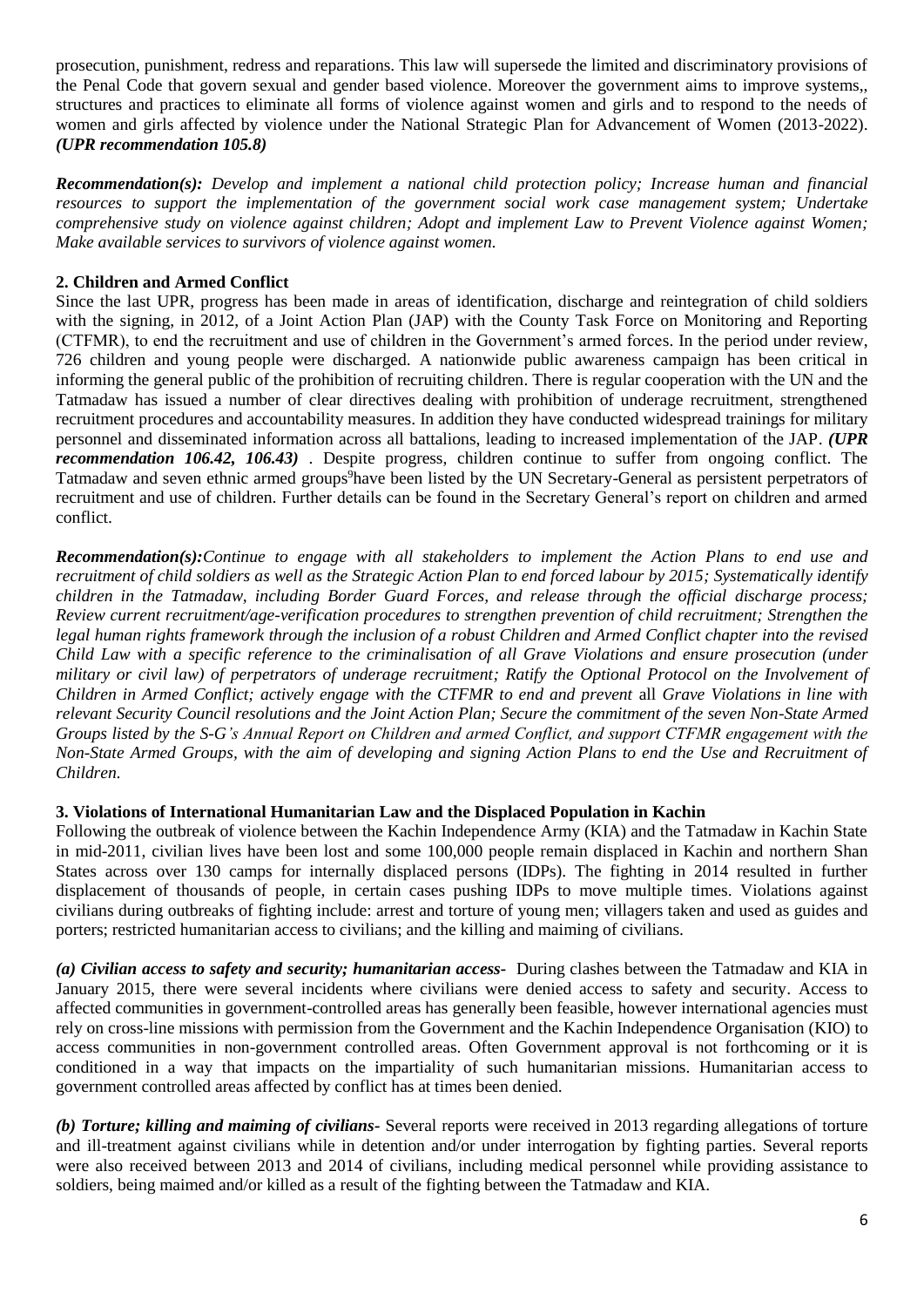prosecution, punishment, redress and reparations. This law will supersede the limited and discriminatory provisions of the Penal Code that govern sexual and gender based violence. Moreover the government aims to improve systems,, structures and practices to eliminate all forms of violence against women and girls and to respond to the needs of women and girls affected by violence under the National Strategic Plan for Advancement of Women (2013-2022). ***(UPR recommendation 105.8)***

***Recommendation(s):*** *Develop and implement a national child protection policy; Increase human and financial resources to support the implementation of the government social work case management system; Undertake comprehensive study on violence against children; Adopt and implement Law to Prevent Violence against Women; Make available services to survivors of violence against women.*

**2. Children and Armed Conflict**

Since the last UPR, progress has been made in areas of identification, discharge and reintegration of child soldiers with the signing, in 2012, of a Joint Action Plan (JAP) with the County Task Force on Monitoring and Reporting (CTFMR), to end the recruitment and use of children in the Government's armed forces. In the period under review, 726 children and young people were discharged. A nationwide public awareness campaign has been critical in informing the general public of the prohibition of recruiting children. There is regular cooperation with the UN and the Tatmadaw has issued a number of clear directives dealing with prohibition of underage recruitment, strengthened recruitment procedures and accountability measures. In addition they have conducted widespread trainings for military personnel and disseminated information across all battalions, leading to increased implementation of the JAP. ***(UPR recommendation 106.42, 106.43)*** . Despite progress, children continue to suffer from ongoing conflict. The Tatmadaw and seven ethnic armed groups[9]have been listed by the UN Secretary-General as persistent perpetrators of recruitment and use of children. Further details can be found in the Secretary General's report on children and armed conflict.

***Recommendation(s):****Continue to engage with all stakeholders to implement the Action Plans to end use and recruitment of child soldiers as well as the Strategic Action Plan to end forced labour by 2015; Systematically identify children in the Tatmadaw, including Border Guard Forces, and release through the official discharge process; Review current recruitment/age-verification procedures to strengthen prevention of child recruitment; Strengthen the legal human rights framework through the inclusion of a robust Children and Armed Conflict chapter into the revised Child Law with a specific reference to the criminalisation of all Grave Violations and ensure prosecution (under military or civil law) of perpetrators of underage recruitment; Ratify the Optional Protocol on the Involvement of Children in Armed Conflict; actively engage with the CTFMR to end and prevent* all *Grave Violations in line with relevant Security Council resolutions and the Joint Action Plan; Secure the commitment of the seven Non-State Armed Groups listed by the S-G's Annual Report on Children and armed Conflict, and support CTFMR engagement with the Non-State Armed Groups, with the aim of developing and signing Action Plans to end the Use and Recruitment of Children.*

**3. Violations of International Humanitarian Law and the Displaced Population in Kachin**

Following the outbreak of violence between the Kachin Independence Army (KIA) and the Tatmadaw in Kachin State in mid-2011, civilian lives have been lost and some 100,000 people remain displaced in Kachin and northern Shan States across over 130 camps for internally displaced persons (IDPs). The fighting in 2014 resulted in further displacement of thousands of people, in certain cases pushing IDPs to move multiple times. Violations against civilians during outbreaks of fighting include: arrest and torture of young men; villagers taken and used as guides and porters; restricted humanitarian access to civilians; and the killing and maiming of civilians.

***(a) Civilian access to safety and security; humanitarian access-*** During clashes between the Tatmadaw and KIA in January 2015, there were several incidents where civilians were denied access to safety and security. Access to affected communities in government-controlled areas has generally been feasible, however international agencies must rely on cross-line missions with permission from the Government and the Kachin Independence Organisation (KIO) to access communities in non-government controlled areas. Often Government approval is not forthcoming or it is conditioned in a way that impacts on the impartiality of such humanitarian missions. Humanitarian access to government controlled areas affected by conflict has at times been denied.

***(b) Torture; killing and maiming of civilians-*** Several reports were received in 2013 regarding allegations of torture and ill-treatment against civilians while in detention and/or under interrogation by fighting parties. Several reports were also received between 2013 and 2014 of civilians, including medical personnel while providing assistance to soldiers, being maimed and/or killed as a result of the fighting between the Tatmadaw and KIA.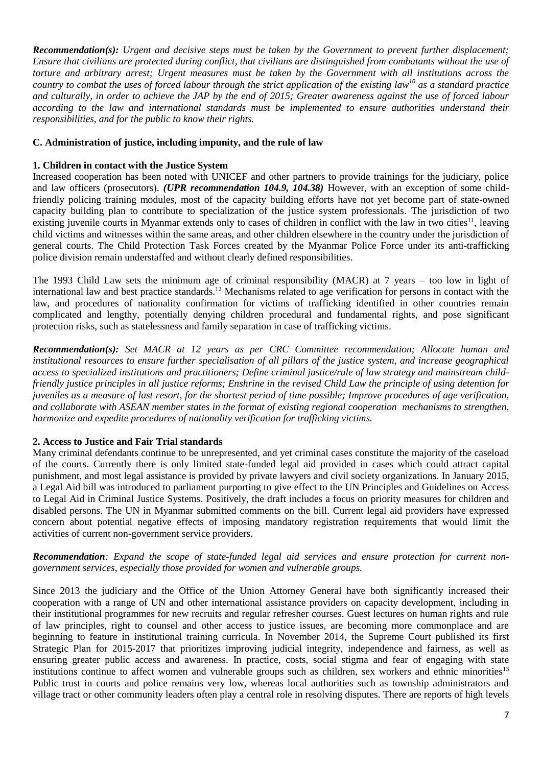***Recommendation(s):*** *Urgent and decisive steps must be taken by the Government to prevent further displacement; Ensure that civilians are protected during conflict, that civilians are distinguished from combatants without the use of torture and arbitrary arrest; Urgent measures must be taken by the Government with all institutions across the country to combat the uses of forced labour through the strict application of the existing law[10] as a standard practice and culturally, in order to achieve the JAP by the end of 2015; Greater awareness against the use of forced labour according to the law and international standards must be implemented to ensure authorities understand their responsibilities, and for the public to know their rights.*

### C. Administration of justice, including impunity, and the rule of law

#### 1. Children in contact with the Justice System

Increased cooperation has been noted with UNICEF and other partners to provide trainings for the judiciary, police and law officers (prosecutors). ***(UPR recommendation 104.9, 104.38)*** However, with an exception of some child-friendly policing training modules, most of the capacity building efforts have not yet become part of state-owned capacity building plan to contribute to specialization of the justice system professionals. The jurisdiction of two existing juvenile courts in Myanmar extends only to cases of children in conflict with the law in two cities[11], leaving child victims and witnesses within the same areas, and other children elsewhere in the country under the jurisdiction of general courts. The Child Protection Task Forces created by the Myanmar Police Force under its anti-trafficking police division remain understaffed and without clearly defined responsibilities.

The 1993 Child Law sets the minimum age of criminal responsibility (MACR) at 7 years – too low in light of international law and best practice standards.[12] Mechanisms related to age verification for persons in contact with the law, and procedures of nationality confirmation for victims of trafficking identified in other countries remain complicated and lengthy, potentially denying children procedural and fundamental rights, and pose significant protection risks, such as statelessness and family separation in case of trafficking victims.

***Recommendation(s):*** *Set MACR at 12 years as per CRC Committee recommendation; Allocate human and institutional resources to ensure further specialisation of all pillars of the justice system, and increase geographical access to specialized institutions and practitioners; Define criminal justice/rule of law strategy and mainstream child-friendly justice principles in all justice reforms; Enshrine in the revised Child Law the principle of using detention for juveniles as a measure of last resort, for the shortest period of time possible; Improve procedures of age verification, and collaborate with ASEAN member states in the format of existing regional cooperation mechanisms to strengthen, harmonize and expedite procedures of nationality verification for trafficking victims.*

#### 2. Access to Justice and Fair Trial standards

Many criminal defendants continue to be unrepresented, and yet criminal cases constitute the majority of the caseload of the courts. Currently there is only limited state-funded legal aid provided in cases which could attract capital punishment, and most legal assistance is provided by private lawyers and civil society organizations. In January 2015, a Legal Aid bill was introduced to parliament purporting to give effect to the UN Principles and Guidelines on Access to Legal Aid in Criminal Justice Systems. Positively, the draft includes a focus on priority measures for children and disabled persons. The UN in Myanmar submitted comments on the bill. Current legal aid providers have expressed concern about potential negative effects of imposing mandatory registration requirements that would limit the activities of current non-government service providers.

***Recommendation****: Expand the scope of state-funded legal aid services and ensure protection for current non-government services, especially those provided for women and vulnerable groups.*

Since 2013 the judiciary and the Office of the Union Attorney General have both significantly increased their cooperation with a range of UN and other international assistance providers on capacity development, including in their institutional programmes for new recruits and regular refresher courses. Guest lectures on human rights and rule of law principles, right to counsel and other access to justice issues, are becoming more commonplace and are beginning to feature in institutional training curricula. In November 2014, the Supreme Court published its first Strategic Plan for 2015-2017 that prioritizes improving judicial integrity, independence and fairness, as well as ensuring greater public access and awareness. In practice, costs, social stigma and fear of engaging with state institutions continue to affect women and vulnerable groups such as children, sex workers and ethnic minorities[13] Public trust in courts and police remains very low, whereas local authorities such as township administrators and village tract or other community leaders often play a central role in resolving disputes. There are reports of high levels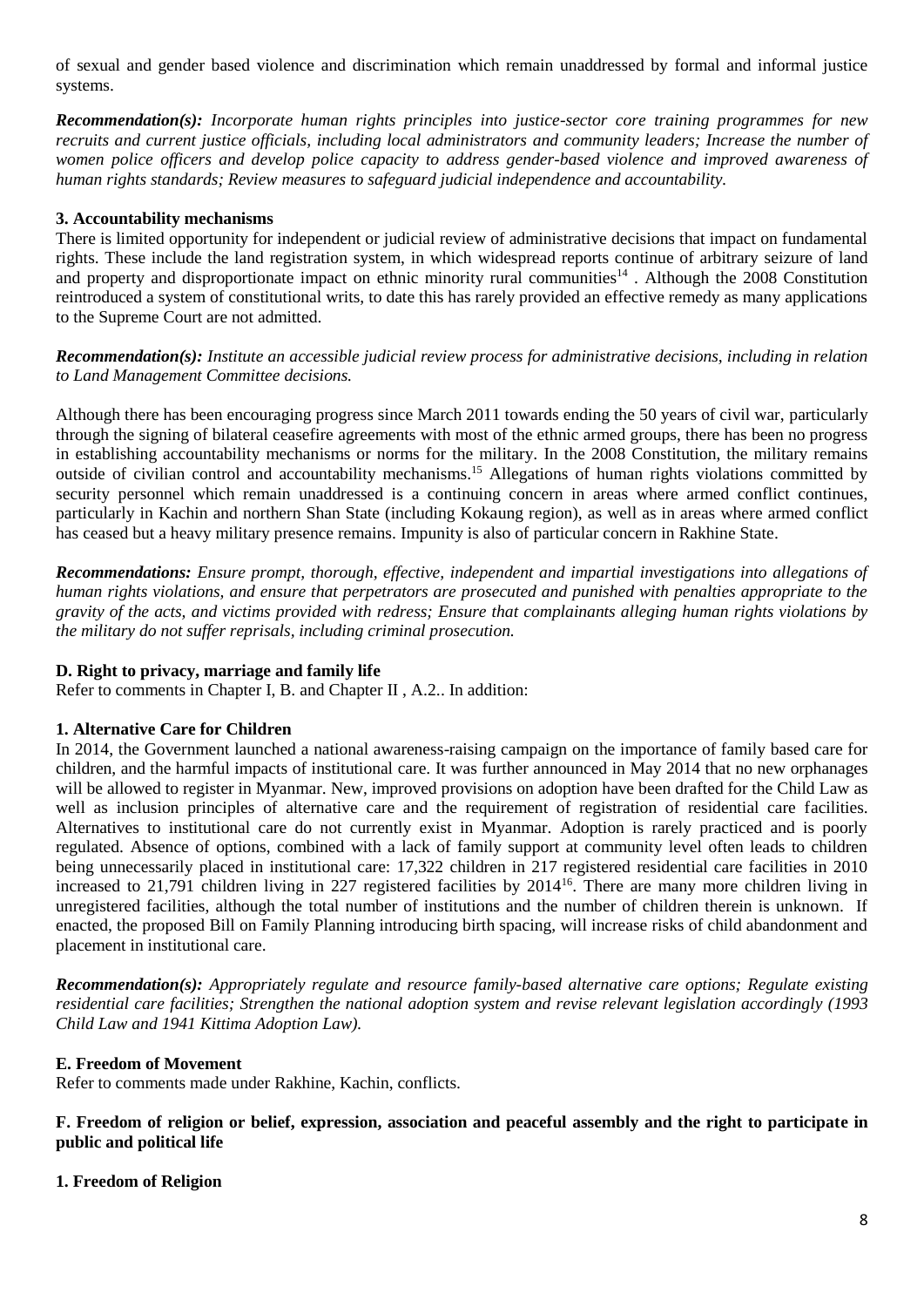of sexual and gender based violence and discrimination which remain unaddressed by formal and informal justice systems.

***Recommendation(s):*** *Incorporate human rights principles into justice-sector core training programmes for new recruits and current justice officials, including local administrators and community leaders; Increase the number of women police officers and develop police capacity to address gender-based violence and improved awareness of human rights standards; Review measures to safeguard judicial independence and accountability.*

**3. Accountability mechanisms**

There is limited opportunity for independent or judicial review of administrative decisions that impact on fundamental rights. These include the land registration system, in which widespread reports continue of arbitrary seizure of land and property and disproportionate impact on ethnic minority rural communities[14] . Although the 2008 Constitution reintroduced a system of constitutional writs, to date this has rarely provided an effective remedy as many applications to the Supreme Court are not admitted.

***Recommendation(s):*** *Institute an accessible judicial review process for administrative decisions, including in relation to Land Management Committee decisions.*

Although there has been encouraging progress since March 2011 towards ending the 50 years of civil war, particularly through the signing of bilateral ceasefire agreements with most of the ethnic armed groups, there has been no progress in establishing accountability mechanisms or norms for the military. In the 2008 Constitution, the military remains outside of civilian control and accountability mechanisms.[15] Allegations of human rights violations committed by security personnel which remain unaddressed is a continuing concern in areas where armed conflict continues, particularly in Kachin and northern Shan State (including Kokaung region), as well as in areas where armed conflict has ceased but a heavy military presence remains. Impunity is also of particular concern in Rakhine State.

***Recommendations:*** *Ensure prompt, thorough, effective, independent and impartial investigations into allegations of human rights violations, and ensure that perpetrators are prosecuted and punished with penalties appropriate to the gravity of the acts, and victims provided with redress; Ensure that complainants alleging human rights violations by the military do not suffer reprisals, including criminal prosecution.*

**D. Right to privacy, marriage and family life**

Refer to comments in Chapter I, B. and Chapter II , A.2.. In addition:

**1. Alternative Care for Children**

In 2014, the Government launched a national awareness-raising campaign on the importance of family based care for children, and the harmful impacts of institutional care. It was further announced in May 2014 that no new orphanages will be allowed to register in Myanmar. New, improved provisions on adoption have been drafted for the Child Law as well as inclusion principles of alternative care and the requirement of registration of residential care facilities. Alternatives to institutional care do not currently exist in Myanmar. Adoption is rarely practiced and is poorly regulated. Absence of options, combined with a lack of family support at community level often leads to children being unnecessarily placed in institutional care: 17,322 children in 217 registered residential care facilities in 2010 increased to 21,791 children living in 227 registered facilities by 2014[16]. There are many more children living in unregistered facilities, although the total number of institutions and the number of children therein is unknown. If enacted, the proposed Bill on Family Planning introducing birth spacing, will increase risks of child abandonment and placement in institutional care.

***Recommendation(s):*** *Appropriately regulate and resource family-based alternative care options; Regulate existing residential care facilities; Strengthen the national adoption system and revise relevant legislation accordingly (1993 Child Law and 1941 Kittima Adoption Law).*

**E. Freedom of Movement**

Refer to comments made under Rakhine, Kachin, conflicts.

**F. Freedom of religion or belief, expression, association and peaceful assembly and the right to participate in public and political life**

**1. Freedom of Religion**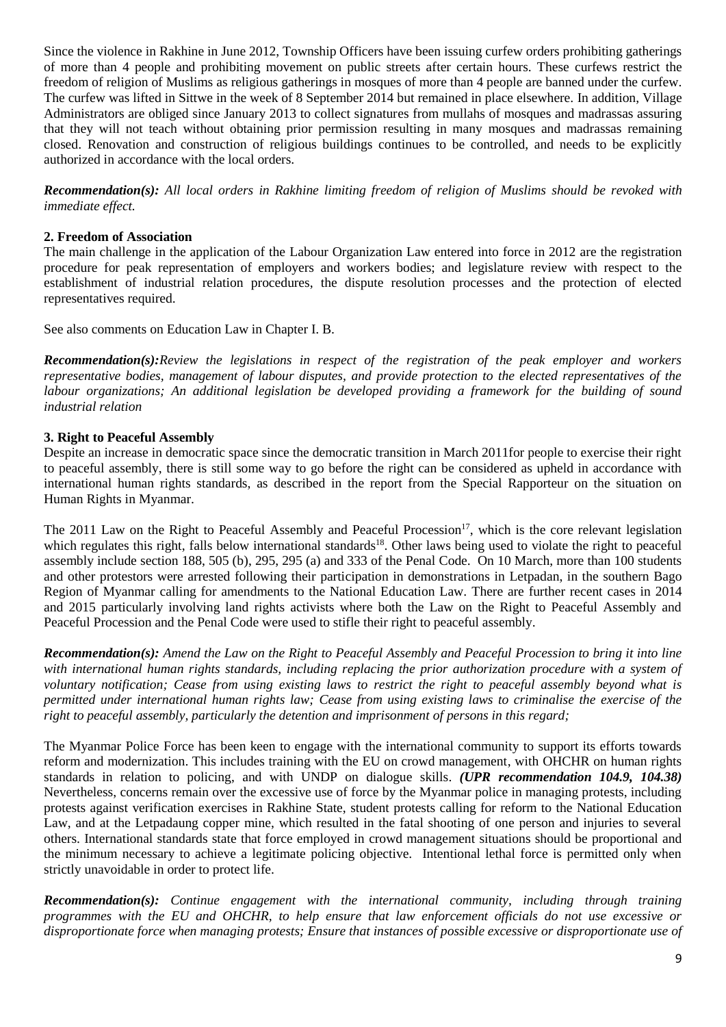Since the violence in Rakhine in June 2012, Township Officers have been issuing curfew orders prohibiting gatherings of more than 4 people and prohibiting movement on public streets after certain hours. These curfews restrict the freedom of religion of Muslims as religious gatherings in mosques of more than 4 people are banned under the curfew. The curfew was lifted in Sittwe in the week of 8 September 2014 but remained in place elsewhere. In addition, Village Administrators are obliged since January 2013 to collect signatures from mullahs of mosques and madrassas assuring that they will not teach without obtaining prior permission resulting in many mosques and madrassas remaining closed. Renovation and construction of religious buildings continues to be controlled, and needs to be explicitly authorized in accordance with the local orders.

***Recommendation(s):*** *All local orders in Rakhine limiting freedom of religion of Muslims should be revoked with immediate effect.*

**2. Freedom of Association**

The main challenge in the application of the Labour Organization Law entered into force in 2012 are the registration procedure for peak representation of employers and workers bodies; and legislature review with respect to the establishment of industrial relation procedures, the dispute resolution processes and the protection of elected representatives required.

See also comments on Education Law in Chapter I. B.

***Recommendation(s):****Review the legislations in respect of the registration of the peak employer and workers representative bodies, management of labour disputes, and provide protection to the elected representatives of the labour organizations; An additional legislation be developed providing a framework for the building of sound industrial relation*

**3. Right to Peaceful Assembly**

Despite an increase in democratic space since the democratic transition in March 2011for people to exercise their right to peaceful assembly, there is still some way to go before the right can be considered as upheld in accordance with international human rights standards, as described in the report from the Special Rapporteur on the situation on Human Rights in Myanmar.

The 2011 Law on the Right to Peaceful Assembly and Peaceful Procession[17], which is the core relevant legislation which regulates this right, falls below international standards[18]. Other laws being used to violate the right to peaceful assembly include section 188, 505 (b), 295, 295 (a) and 333 of the Penal Code. On 10 March, more than 100 students and other protestors were arrested following their participation in demonstrations in Letpadan, in the southern Bago Region of Myanmar calling for amendments to the National Education Law. There are further recent cases in 2014 and 2015 particularly involving land rights activists where both the Law on the Right to Peaceful Assembly and Peaceful Procession and the Penal Code were used to stifle their right to peaceful assembly.

***Recommendation(s):*** *Amend the Law on the Right to Peaceful Assembly and Peaceful Procession to bring it into line with international human rights standards, including replacing the prior authorization procedure with a system of voluntary notification; Cease from using existing laws to restrict the right to peaceful assembly beyond what is permitted under international human rights law; Cease from using existing laws to criminalise the exercise of the right to peaceful assembly, particularly the detention and imprisonment of persons in this regard;*

The Myanmar Police Force has been keen to engage with the international community to support its efforts towards reform and modernization. This includes training with the EU on crowd management, with OHCHR on human rights standards in relation to policing, and with UNDP on dialogue skills. ***(UPR recommendation 104.9, 104.38)*** Nevertheless, concerns remain over the excessive use of force by the Myanmar police in managing protests, including protests against verification exercises in Rakhine State, student protests calling for reform to the National Education Law, and at the Letpadaung copper mine, which resulted in the fatal shooting of one person and injuries to several others. International standards state that force employed in crowd management situations should be proportional and the minimum necessary to achieve a legitimate policing objective. Intentional lethal force is permitted only when strictly unavoidable in order to protect life.

***Recommendation(s):*** *Continue engagement with the international community, including through training programmes with the EU and OHCHR, to help ensure that law enforcement officials do not use excessive or disproportionate force when managing protests; Ensure that instances of possible excessive or disproportionate use of*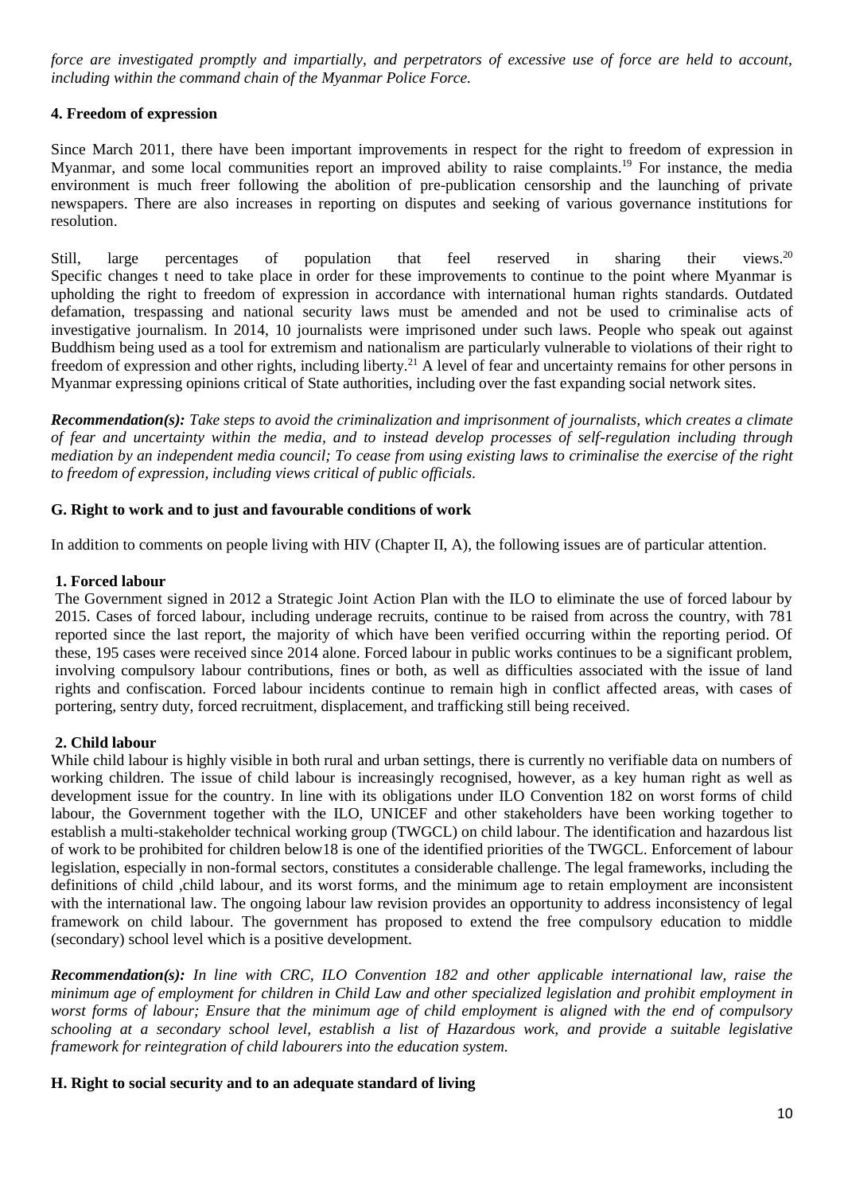*force are investigated promptly and impartially, and perpetrators of excessive use of force are held to account, including within the command chain of the Myanmar Police Force.*

#### 4. Freedom of expression

Since March 2011, there have been important improvements in respect for the right to freedom of expression in Myanmar, and some local communities report an improved ability to raise complaints.[19] For instance, the media environment is much freer following the abolition of pre-publication censorship and the launching of private newspapers. There are also increases in reporting on disputes and seeking of various governance institutions for resolution.

Still, large percentages of population that feel reserved in sharing their views.[20] Specific changes t need to take place in order for these improvements to continue to the point where Myanmar is upholding the right to freedom of expression in accordance with international human rights standards. Outdated defamation, trespassing and national security laws must be amended and not be used to criminalise acts of investigative journalism. In 2014, 10 journalists were imprisoned under such laws. People who speak out against Buddhism being used as a tool for extremism and nationalism are particularly vulnerable to violations of their right to freedom of expression and other rights, including liberty.[21] A level of fear and uncertainty remains for other persons in Myanmar expressing opinions critical of State authorities, including over the fast expanding social network sites.

***Recommendation(s):*** *Take steps to avoid the criminalization and imprisonment of journalists, which creates a climate of fear and uncertainty within the media, and to instead develop processes of self-regulation including through mediation by an independent media council; To cease from using existing laws to criminalise the exercise of the right to freedom of expression, including views critical of public officials.*

### G. Right to work and to just and favourable conditions of work

In addition to comments on people living with HIV (Chapter II, A), the following issues are of particular attention.

#### 1. Forced labour

The Government signed in 2012 a Strategic Joint Action Plan with the ILO to eliminate the use of forced labour by 2015. Cases of forced labour, including underage recruits, continue to be raised from across the country, with 781 reported since the last report, the majority of which have been verified occurring within the reporting period. Of these, 195 cases were received since 2014 alone. Forced labour in public works continues to be a significant problem, involving compulsory labour contributions, fines or both, as well as difficulties associated with the issue of land rights and confiscation. Forced labour incidents continue to remain high in conflict affected areas, with cases of portering, sentry duty, forced recruitment, displacement, and trafficking still being received.

#### 2. Child labour

While child labour is highly visible in both rural and urban settings, there is currently no verifiable data on numbers of working children. The issue of child labour is increasingly recognised, however, as a key human right as well as development issue for the country. In line with its obligations under ILO Convention 182 on worst forms of child labour, the Government together with the ILO, UNICEF and other stakeholders have been working together to establish a multi-stakeholder technical working group (TWGCL) on child labour. The identification and hazardous list of work to be prohibited for children below18 is one of the identified priorities of the TWGCL. Enforcement of labour legislation, especially in non-formal sectors, constitutes a considerable challenge. The legal frameworks, including the definitions of child ,child labour, and its worst forms, and the minimum age to retain employment are inconsistent with the international law. The ongoing labour law revision provides an opportunity to address inconsistency of legal framework on child labour. The government has proposed to extend the free compulsory education to middle (secondary) school level which is a positive development.

***Recommendation(s):*** *In line with CRC, ILO Convention 182 and other applicable international law, raise the minimum age of employment for children in Child Law and other specialized legislation and prohibit employment in worst forms of labour; Ensure that the minimum age of child employment is aligned with the end of compulsory schooling at a secondary school level, establish a list of Hazardous work, and provide a suitable legislative framework for reintegration of child labourers into the education system.*

### H. Right to social security and to an adequate standard of living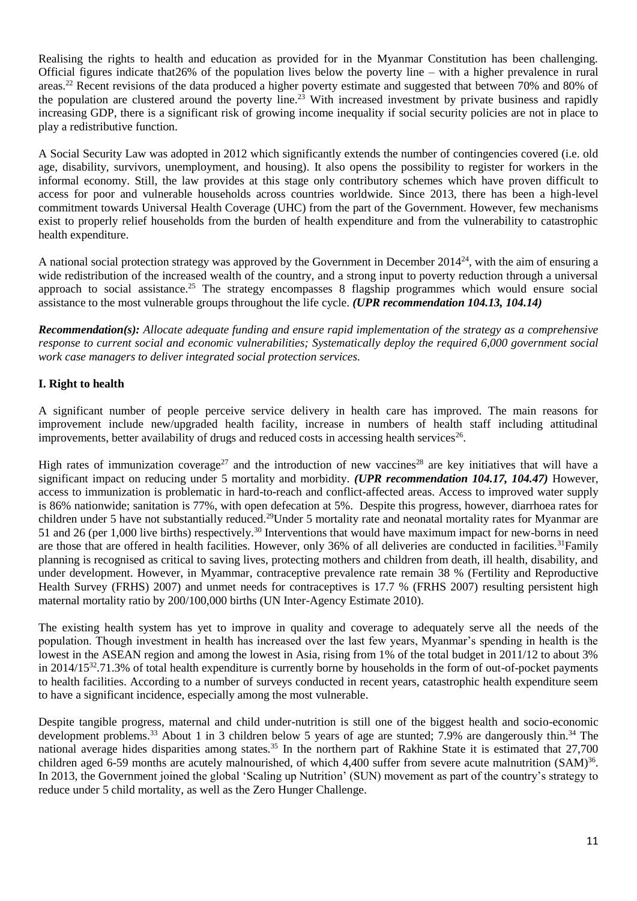Realising the rights to health and education as provided for in the Myanmar Constitution has been challenging. Official figures indicate that26% of the population lives below the poverty line – with a higher prevalence in rural areas.[22] Recent revisions of the data produced a higher poverty estimate and suggested that between 70% and 80% of the population are clustered around the poverty line.[23] With increased investment by private business and rapidly increasing GDP, there is a significant risk of growing income inequality if social security policies are not in place to play a redistributive function.

A Social Security Law was adopted in 2012 which significantly extends the number of contingencies covered (i.e. old age, disability, survivors, unemployment, and housing). It also opens the possibility to register for workers in the informal economy. Still, the law provides at this stage only contributory schemes which have proven difficult to access for poor and vulnerable households across countries worldwide. Since 2013, there has been a high-level commitment towards Universal Health Coverage (UHC) from the part of the Government. However, few mechanisms exist to properly relief households from the burden of health expenditure and from the vulnerability to catastrophic health expenditure.

A national social protection strategy was approved by the Government in December 2014[24], with the aim of ensuring a wide redistribution of the increased wealth of the country, and a strong input to poverty reduction through a universal approach to social assistance.[25] The strategy encompasses 8 flagship programmes which would ensure social assistance to the most vulnerable groups throughout the life cycle. ***(UPR recommendation 104.13, 104.14)***

***Recommendation(s):*** *Allocate adequate funding and ensure rapid implementation of the strategy as a comprehensive response to current social and economic vulnerabilities; Systematically deploy the required 6,000 government social work case managers to deliver integrated social protection services.*

## I. Right to health

A significant number of people perceive service delivery in health care has improved. The main reasons for improvement include new/upgraded health facility, increase in numbers of health staff including attitudinal improvements, better availability of drugs and reduced costs in accessing health services[26].

High rates of immunization coverage[27] and the introduction of new vaccines[28] are key initiatives that will have a significant impact on reducing under 5 mortality and morbidity. ***(UPR recommendation 104.17, 104.47)*** However, access to immunization is problematic in hard-to-reach and conflict-affected areas. Access to improved water supply is 86% nationwide; sanitation is 77%, with open defecation at 5%. Despite this progress, however, diarrhoea rates for children under 5 have not substantially reduced.[29]Under 5 mortality rate and neonatal mortality rates for Myanmar are 51 and 26 (per 1,000 live births) respectively.[30] Interventions that would have maximum impact for new-borns in need are those that are offered in health facilities. However, only 36% of all deliveries are conducted in facilities.[31]Family planning is recognised as critical to saving lives, protecting mothers and children from death, ill health, disability, and under development. However, in Myammar, contraceptive prevalence rate remain 38 % (Fertility and Reproductive Health Survey (FRHS) 2007) and unmet needs for contraceptives is 17.7 % (FRHS 2007) resulting persistent high maternal mortality ratio by 200/100,000 births (UN Inter-Agency Estimate 2010).

The existing health system has yet to improve in quality and coverage to adequately serve all the needs of the population. Though investment in health has increased over the last few years, Myanmar's spending in health is the lowest in the ASEAN region and among the lowest in Asia, rising from 1% of the total budget in 2011/12 to about 3% in 2014/15[32].71.3% of total health expenditure is currently borne by households in the form of out-of-pocket payments to health facilities. According to a number of surveys conducted in recent years, catastrophic health expenditure seem to have a significant incidence, especially among the most vulnerable.

Despite tangible progress, maternal and child under-nutrition is still one of the biggest health and socio-economic development problems.[33] About 1 in 3 children below 5 years of age are stunted; 7.9% are dangerously thin.[34] The national average hides disparities among states.[35] In the northern part of Rakhine State it is estimated that 27,700 children aged 6-59 months are acutely malnourished, of which 4,400 suffer from severe acute malnutrition (SAM)[36]. In 2013, the Government joined the global 'Scaling up Nutrition' (SUN) movement as part of the country's strategy to reduce under 5 child mortality, as well as the Zero Hunger Challenge.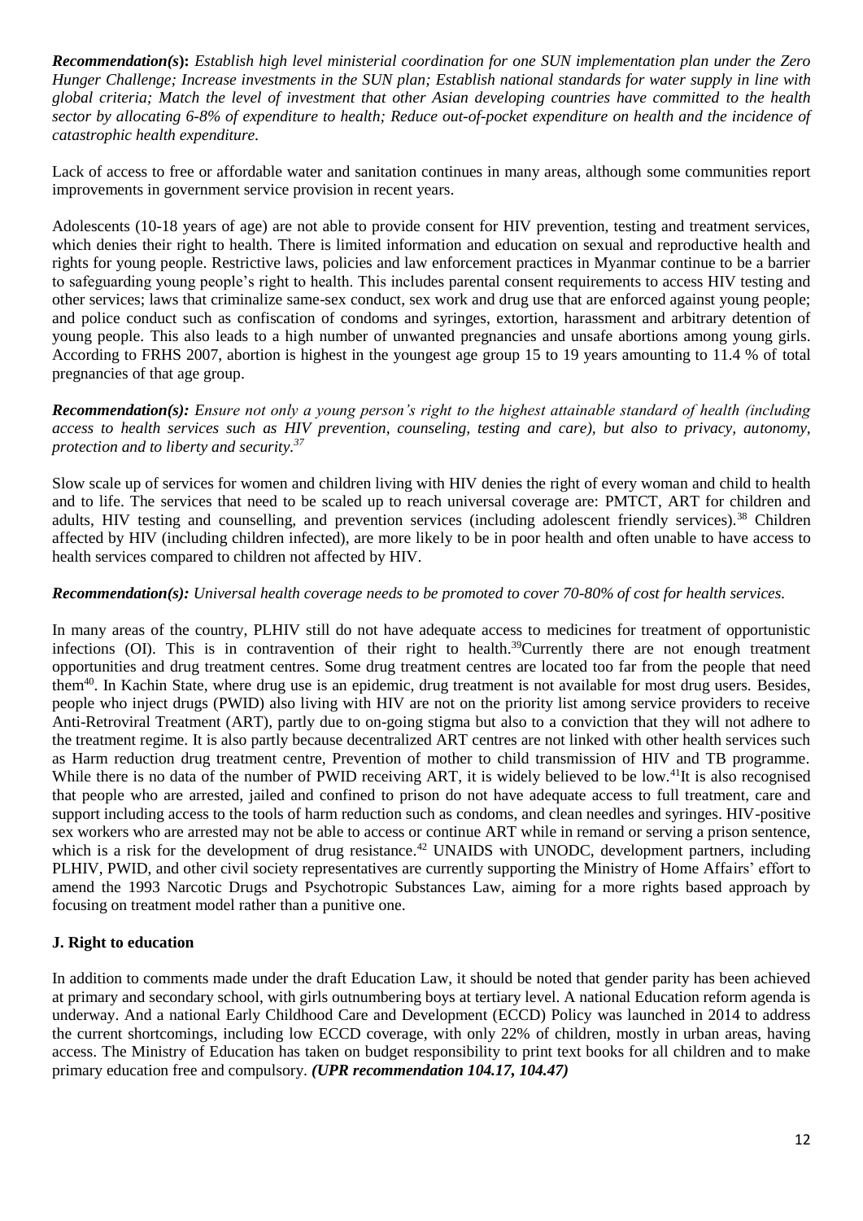***Recommendation(s)*****:** *Establish high level ministerial coordination for one SUN implementation plan under the Zero Hunger Challenge; Increase investments in the SUN plan; Establish national standards for water supply in line with global criteria; Match the level of investment that other Asian developing countries have committed to the health sector by allocating 6-8% of expenditure to health; Reduce out-of-pocket expenditure on health and the incidence of catastrophic health expenditure.*

Lack of access to free or affordable water and sanitation continues in many areas, although some communities report improvements in government service provision in recent years.

Adolescents (10-18 years of age) are not able to provide consent for HIV prevention, testing and treatment services, which denies their right to health. There is limited information and education on sexual and reproductive health and rights for young people. Restrictive laws, policies and law enforcement practices in Myanmar continue to be a barrier to safeguarding young people's right to health. This includes parental consent requirements to access HIV testing and other services; laws that criminalize same-sex conduct, sex work and drug use that are enforced against young people; and police conduct such as confiscation of condoms and syringes, extortion, harassment and arbitrary detention of young people. This also leads to a high number of unwanted pregnancies and unsafe abortions among young girls. According to FRHS 2007, abortion is highest in the youngest age group 15 to 19 years amounting to 11.4 % of total pregnancies of that age group.

***Recommendation(s):*** *Ensure not only a young person's right to the highest attainable standard of health (including access to health services such as HIV prevention, counseling, testing and care), but also to privacy, autonomy, protection and to liberty and security.*[37]

Slow scale up of services for women and children living with HIV denies the right of every woman and child to health and to life. The services that need to be scaled up to reach universal coverage are: PMTCT, ART for children and adults, HIV testing and counselling, and prevention services (including adolescent friendly services).[38] Children affected by HIV (including children infected), are more likely to be in poor health and often unable to have access to health services compared to children not affected by HIV.

***Recommendation(s):*** *Universal health coverage needs to be promoted to cover 70-80% of cost for health services.*

In many areas of the country, PLHIV still do not have adequate access to medicines for treatment of opportunistic infections (OI). This is in contravention of their right to health.[39]Currently there are not enough treatment opportunities and drug treatment centres. Some drug treatment centres are located too far from the people that need them[40]. In Kachin State, where drug use is an epidemic, drug treatment is not available for most drug users. Besides, people who inject drugs (PWID) also living with HIV are not on the priority list among service providers to receive Anti-Retroviral Treatment (ART), partly due to on-going stigma but also to a conviction that they will not adhere to the treatment regime. It is also partly because decentralized ART centres are not linked with other health services such as Harm reduction drug treatment centre, Prevention of mother to child transmission of HIV and TB programme. While there is no data of the number of PWID receiving ART, it is widely believed to be low.[41]It is also recognised that people who are arrested, jailed and confined to prison do not have adequate access to full treatment, care and support including access to the tools of harm reduction such as condoms, and clean needles and syringes. HIV-positive sex workers who are arrested may not be able to access or continue ART while in remand or serving a prison sentence, which is a risk for the development of drug resistance.[42] UNAIDS with UNODC, development partners, including PLHIV, PWID, and other civil society representatives are currently supporting the Ministry of Home Affairs' effort to amend the 1993 Narcotic Drugs and Psychotropic Substances Law, aiming for a more rights based approach by focusing on treatment model rather than a punitive one.

## J. Right to education

In addition to comments made under the draft Education Law, it should be noted that gender parity has been achieved at primary and secondary school, with girls outnumbering boys at tertiary level. A national Education reform agenda is underway. And a national Early Childhood Care and Development (ECCD) Policy was launched in 2014 to address the current shortcomings, including low ECCD coverage, with only 22% of children, mostly in urban areas, having access. The Ministry of Education has taken on budget responsibility to print text books for all children and to make primary education free and compulsory. ***(UPR recommendation 104.17, 104.47)***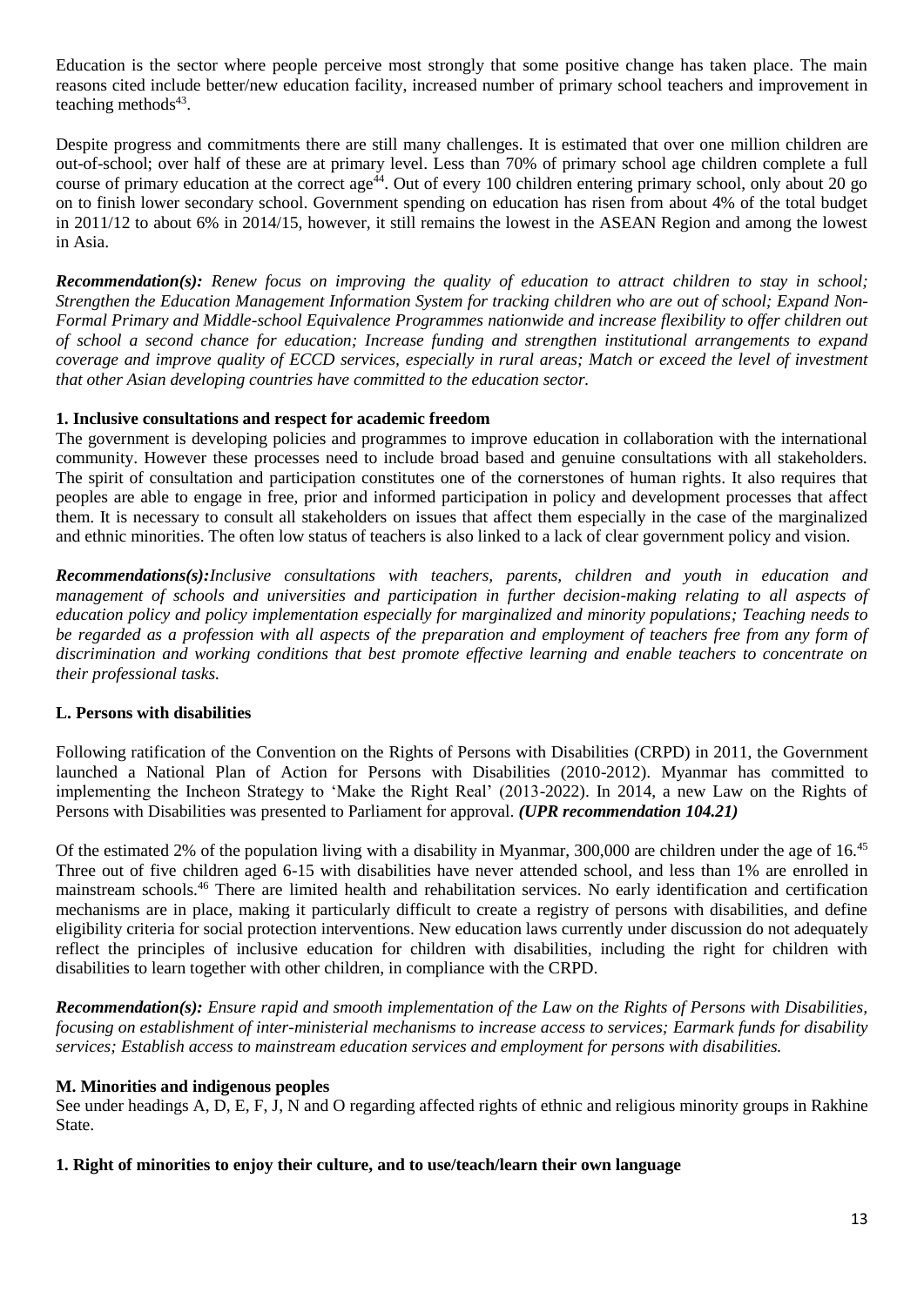Education is the sector where people perceive most strongly that some positive change has taken place. The main reasons cited include better/new education facility, increased number of primary school teachers and improvement in teaching methods[43].

Despite progress and commitments there are still many challenges. It is estimated that over one million children are out-of-school; over half of these are at primary level. Less than 70% of primary school age children complete a full course of primary education at the correct age[44]. Out of every 100 children entering primary school, only about 20 go on to finish lower secondary school. Government spending on education has risen from about 4% of the total budget in 2011/12 to about 6% in 2014/15, however, it still remains the lowest in the ASEAN Region and among the lowest in Asia.

***Recommendation(s):*** *Renew focus on improving the quality of education to attract children to stay in school; Strengthen the Education Management Information System for tracking children who are out of school; Expand Non-Formal Primary and Middle-school Equivalence Programmes nationwide and increase flexibility to offer children out of school a second chance for education; Increase funding and strengthen institutional arrangements to expand coverage and improve quality of ECCD services, especially in rural areas; Match or exceed the level of investment that other Asian developing countries have committed to the education sector.*

#### 1. Inclusive consultations and respect for academic freedom

The government is developing policies and programmes to improve education in collaboration with the international community. However these processes need to include broad based and genuine consultations with all stakeholders. The spirit of consultation and participation constitutes one of the cornerstones of human rights. It also requires that peoples are able to engage in free, prior and informed participation in policy and development processes that affect them. It is necessary to consult all stakeholders on issues that affect them especially in the case of the marginalized and ethnic minorities. The often low status of teachers is also linked to a lack of clear government policy and vision.

***Recommendations(s):****Inclusive consultations with teachers, parents, children and youth in education and management of schools and universities and participation in further decision-making relating to all aspects of education policy and policy implementation especially for marginalized and minority populations; Teaching needs to be regarded as a profession with all aspects of the preparation and employment of teachers free from any form of discrimination and working conditions that best promote effective learning and enable teachers to concentrate on their professional tasks.*

### L. Persons with disabilities

Following ratification of the Convention on the Rights of Persons with Disabilities (CRPD) in 2011, the Government launched a National Plan of Action for Persons with Disabilities (2010-2012). Myanmar has committed to implementing the Incheon Strategy to 'Make the Right Real' (2013-2022). In 2014, a new Law on the Rights of Persons with Disabilities was presented to Parliament for approval. ***(UPR recommendation 104.21)***

Of the estimated 2% of the population living with a disability in Myanmar, 300,000 are children under the age of 16.[45] Three out of five children aged 6-15 with disabilities have never attended school, and less than 1% are enrolled in mainstream schools.[46] There are limited health and rehabilitation services. No early identification and certification mechanisms are in place, making it particularly difficult to create a registry of persons with disabilities, and define eligibility criteria for social protection interventions. New education laws currently under discussion do not adequately reflect the principles of inclusive education for children with disabilities, including the right for children with disabilities to learn together with other children, in compliance with the CRPD.

***Recommendation(s):*** *Ensure rapid and smooth implementation of the Law on the Rights of Persons with Disabilities, focusing on establishment of inter-ministerial mechanisms to increase access to services; Earmark funds for disability services; Establish access to mainstream education services and employment for persons with disabilities.*

### M. Minorities and indigenous peoples

See under headings A, D, E, F, J, N and O regarding affected rights of ethnic and religious minority groups in Rakhine State.

#### 1. Right of minorities to enjoy their culture, and to use/teach/learn their own language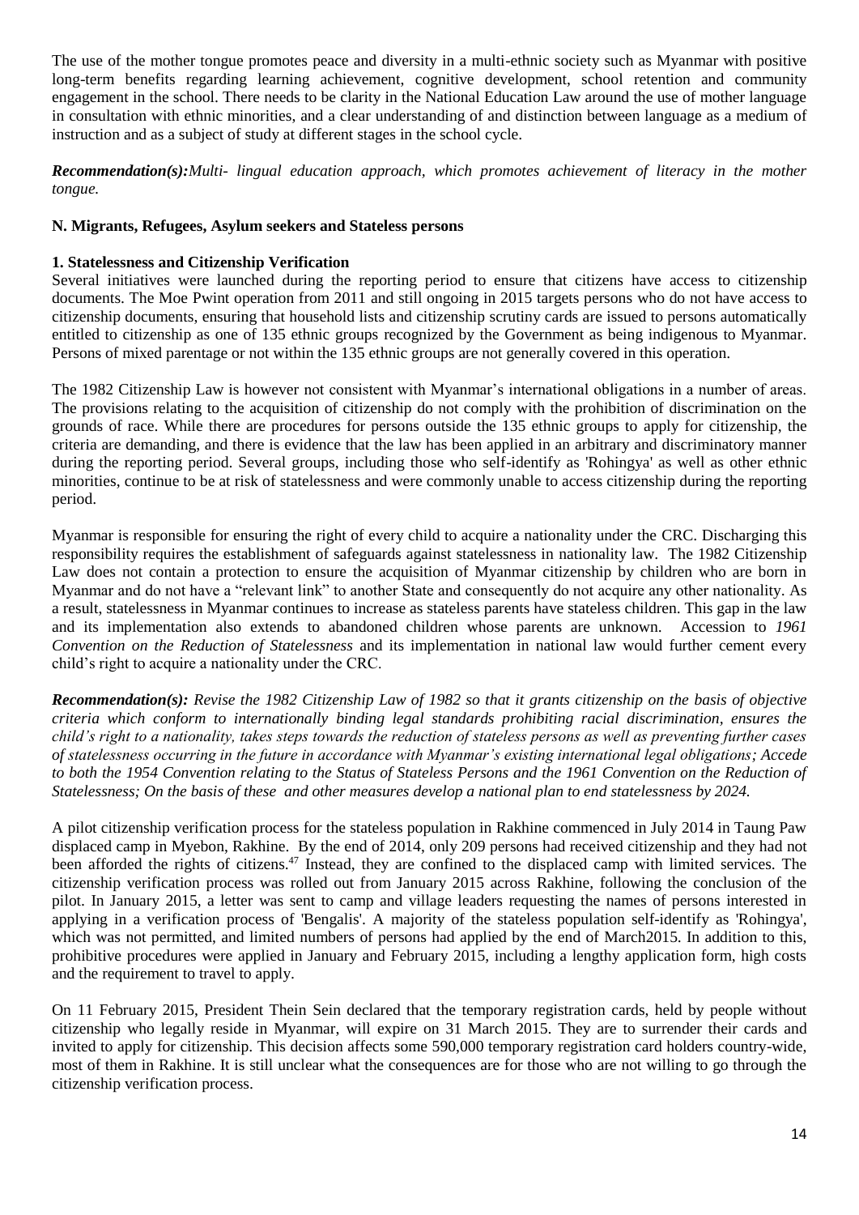The use of the mother tongue promotes peace and diversity in a multi-ethnic society such as Myanmar with positive long-term benefits regarding learning achievement, cognitive development, school retention and community engagement in the school. There needs to be clarity in the National Education Law around the use of mother language in consultation with ethnic minorities, and a clear understanding of and distinction between language as a medium of instruction and as a subject of study at different stages in the school cycle.

***Recommendation(s):****Multi- lingual education approach, which promotes achievement of literacy in the mother tongue.*

### N. Migrants, Refugees, Asylum seekers and Stateless persons

#### 1. Statelessness and Citizenship Verification

Several initiatives were launched during the reporting period to ensure that citizens have access to citizenship documents. The Moe Pwint operation from 2011 and still ongoing in 2015 targets persons who do not have access to citizenship documents, ensuring that household lists and citizenship scrutiny cards are issued to persons automatically entitled to citizenship as one of 135 ethnic groups recognized by the Government as being indigenous to Myanmar. Persons of mixed parentage or not within the 135 ethnic groups are not generally covered in this operation.

The 1982 Citizenship Law is however not consistent with Myanmar's international obligations in a number of areas. The provisions relating to the acquisition of citizenship do not comply with the prohibition of discrimination on the grounds of race. While there are procedures for persons outside the 135 ethnic groups to apply for citizenship, the criteria are demanding, and there is evidence that the law has been applied in an arbitrary and discriminatory manner during the reporting period. Several groups, including those who self-identify as 'Rohingya' as well as other ethnic minorities, continue to be at risk of statelessness and were commonly unable to access citizenship during the reporting period.

Myanmar is responsible for ensuring the right of every child to acquire a nationality under the CRC. Discharging this responsibility requires the establishment of safeguards against statelessness in nationality law. The 1982 Citizenship Law does not contain a protection to ensure the acquisition of Myanmar citizenship by children who are born in Myanmar and do not have a "relevant link" to another State and consequently do not acquire any other nationality. As a result, statelessness in Myanmar continues to increase as stateless parents have stateless children. This gap in the law and its implementation also extends to abandoned children whose parents are unknown. Accession to *1961 Convention on the Reduction of Statelessness* and its implementation in national law would further cement every child's right to acquire a nationality under the CRC.

***Recommendation(s):*** *Revise the 1982 Citizenship Law of 1982 so that it grants citizenship on the basis of objective criteria which conform to internationally binding legal standards prohibiting racial discrimination, ensures the child's right to a nationality, takes steps towards the reduction of stateless persons as well as preventing further cases of statelessness occurring in the future in accordance with Myanmar's existing international legal obligations; Accede to both the 1954 Convention relating to the Status of Stateless Persons and the 1961 Convention on the Reduction of Statelessness; On the basis of these and other measures develop a national plan to end statelessness by 2024.*

A pilot citizenship verification process for the stateless population in Rakhine commenced in July 2014 in Taung Paw displaced camp in Myebon, Rakhine. By the end of 2014, only 209 persons had received citizenship and they had not been afforded the rights of citizens.[47] Instead, they are confined to the displaced camp with limited services. The citizenship verification process was rolled out from January 2015 across Rakhine, following the conclusion of the pilot. In January 2015, a letter was sent to camp and village leaders requesting the names of persons interested in applying in a verification process of 'Bengalis'. A majority of the stateless population self-identify as 'Rohingya', which was not permitted, and limited numbers of persons had applied by the end of March2015. In addition to this, prohibitive procedures were applied in January and February 2015, including a lengthy application form, high costs and the requirement to travel to apply.

On 11 February 2015, President Thein Sein declared that the temporary registration cards, held by people without citizenship who legally reside in Myanmar, will expire on 31 March 2015. They are to surrender their cards and invited to apply for citizenship. This decision affects some 590,000 temporary registration card holders country-wide, most of them in Rakhine. It is still unclear what the consequences are for those who are not willing to go through the citizenship verification process.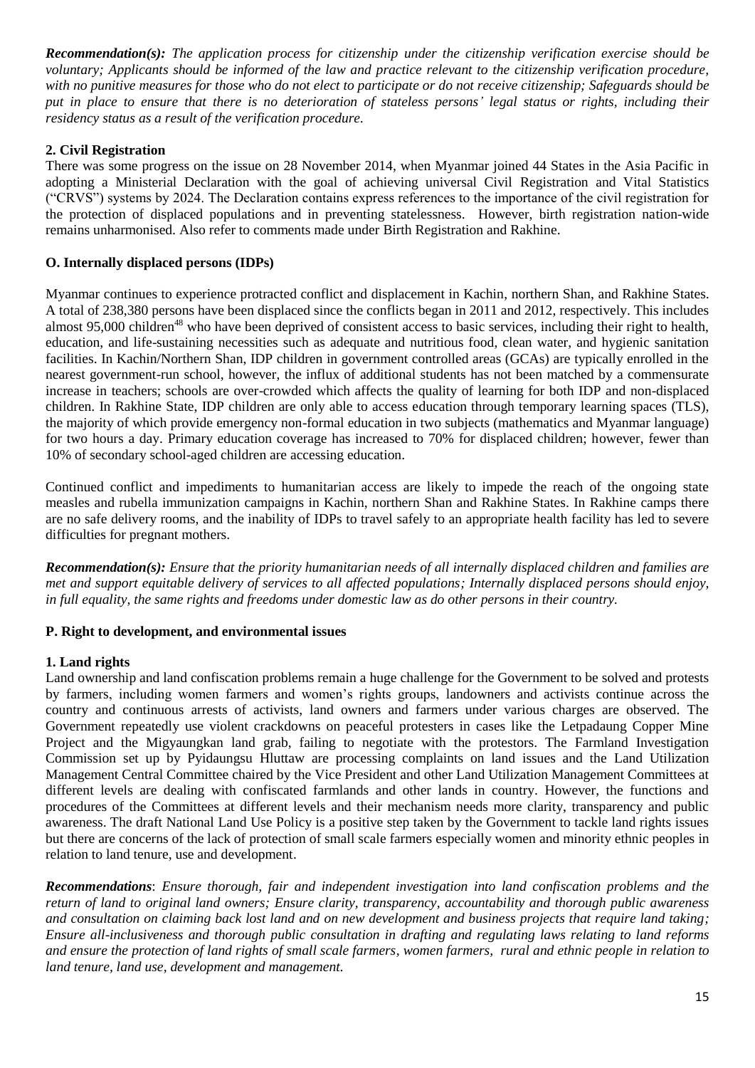***Recommendation(s):*** *The application process for citizenship under the citizenship verification exercise should be voluntary; Applicants should be informed of the law and practice relevant to the citizenship verification procedure, with no punitive measures for those who do not elect to participate or do not receive citizenship; Safeguards should be put in place to ensure that there is no deterioration of stateless persons' legal status or rights, including their residency status as a result of the verification procedure.*

### 2. Civil Registration

There was some progress on the issue on 28 November 2014, when Myanmar joined 44 States in the Asia Pacific in adopting a Ministerial Declaration with the goal of achieving universal Civil Registration and Vital Statistics ("CRVS") systems by 2024. The Declaration contains express references to the importance of the civil registration for the protection of displaced populations and in preventing statelessness. However, birth registration nation-wide remains unharmonised. Also refer to comments made under Birth Registration and Rakhine.

## O. Internally displaced persons (IDPs)

Myanmar continues to experience protracted conflict and displacement in Kachin, northern Shan, and Rakhine States. A total of 238,380 persons have been displaced since the conflicts began in 2011 and 2012, respectively. This includes almost 95,000 children[48] who have been deprived of consistent access to basic services, including their right to health, education, and life-sustaining necessities such as adequate and nutritious food, clean water, and hygienic sanitation facilities. In Kachin/Northern Shan, IDP children in government controlled areas (GCAs) are typically enrolled in the nearest government-run school, however, the influx of additional students has not been matched by a commensurate increase in teachers; schools are over-crowded which affects the quality of learning for both IDP and non-displaced children. In Rakhine State, IDP children are only able to access education through temporary learning spaces (TLS), the majority of which provide emergency non-formal education in two subjects (mathematics and Myanmar language) for two hours a day. Primary education coverage has increased to 70% for displaced children; however, fewer than 10% of secondary school-aged children are accessing education.

Continued conflict and impediments to humanitarian access are likely to impede the reach of the ongoing state measles and rubella immunization campaigns in Kachin, northern Shan and Rakhine States. In Rakhine camps there are no safe delivery rooms, and the inability of IDPs to travel safely to an appropriate health facility has led to severe difficulties for pregnant mothers.

***Recommendation(s):*** *Ensure that the priority humanitarian needs of all internally displaced children and families are met and support equitable delivery of services to all affected populations; Internally displaced persons should enjoy, in full equality, the same rights and freedoms under domestic law as do other persons in their country.*

## P. Right to development, and environmental issues

### 1. Land rights

Land ownership and land confiscation problems remain a huge challenge for the Government to be solved and protests by farmers, including women farmers and women's rights groups, landowners and activists continue across the country and continuous arrests of activists, land owners and farmers under various charges are observed. The Government repeatedly use violent crackdowns on peaceful protesters in cases like the Letpadaung Copper Mine Project and the Migyaungkan land grab, failing to negotiate with the protestors. The Farmland Investigation Commission set up by Pyidaungsu Hluttaw are processing complaints on land issues and the Land Utilization Management Central Committee chaired by the Vice President and other Land Utilization Management Committees at different levels are dealing with confiscated farmlands and other lands in country. However, the functions and procedures of the Committees at different levels and their mechanism needs more clarity, transparency and public awareness. The draft National Land Use Policy is a positive step taken by the Government to tackle land rights issues but there are concerns of the lack of protection of small scale farmers especially women and minority ethnic peoples in relation to land tenure, use and development.

***Recommendations***: *Ensure thorough, fair and independent investigation into land confiscation problems and the return of land to original land owners; Ensure clarity, transparency, accountability and thorough public awareness and consultation on claiming back lost land and on new development and business projects that require land taking; Ensure all-inclusiveness and thorough public consultation in drafting and regulating laws relating to land reforms and ensure the protection of land rights of small scale farmers, women farmers, rural and ethnic people in relation to land tenure, land use, development and management.*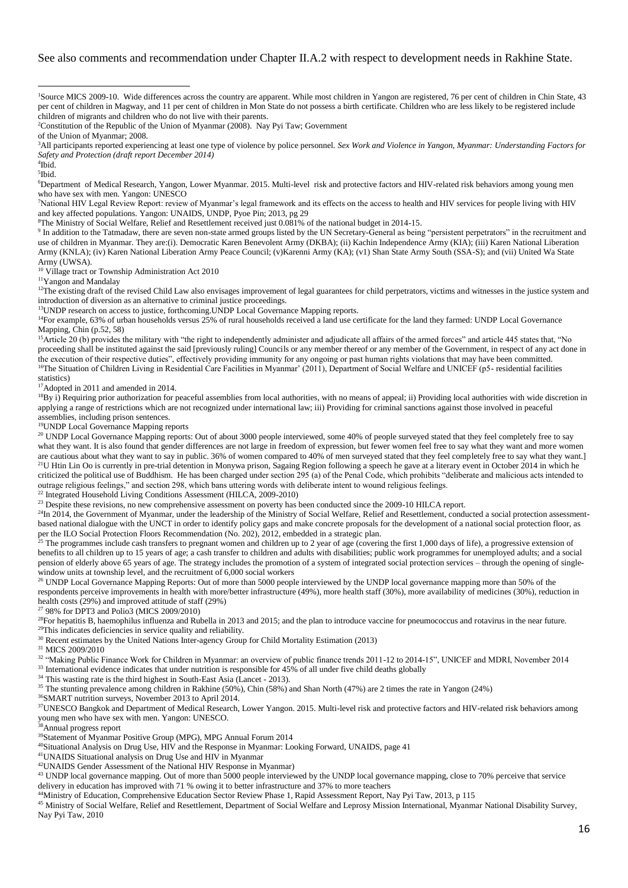See also comments and recommendation under Chapter II.A.2 with respect to development needs in Rakhine State.

---

[1]Source MICS 2009-10. Wide differences across the country are apparent. While most children in Yangon are registered, 76 per cent of children in Chin State, 43 per cent of children in Magway, and 11 per cent of children in Mon State do not possess a birth certificate. Children who are less likely to be registered include children of migrants and children who do not live with their parents.

[2]Constitution of the Republic of the Union of Myanmar (2008). Nay Pyi Taw; Government of the Union of Myanmar; 2008.

[3]All participants reported experiencing at least one type of violence by police personnel. *Sex Work and Violence in Yangon, Myanmar: Understanding Factors for Safety and Protection (draft report December 2014)*

[4]Ibid.

[5]Ibid.

[6]Department of Medical Research, Yangon, Lower Myanmar. 2015. Multi-level risk and protective factors and HIV-related risk behaviors among young men who have sex with men. Yangon: UNESCO

[7]National HIV Legal Review Report: review of Myanmar's legal framework and its effects on the access to health and HIV services for people living with HIV and key affected populations. Yangon: UNAIDS, UNDP, Pyoe Pin; 2013, pg 29

[8]The Ministry of Social Welfare, Relief and Resettlement received just 0.081% of the national budget in 2014-15.

[9] In addition to the Tatmadaw, there are seven non-state armed groups listed by the UN Secretary-General as being "persistent perpetrators" in the recruitment and use of children in Myanmar. They are:(i). Democratic Karen Benevolent Army (DKBA); (ii) Kachin Independence Army (KIA); (iii) Karen National Liberation Army (KNLA); (iv) Karen National Liberation Army Peace Council; (v)Karenni Army (KA); (v1) Shan State Army South (SSA-S); and (vii) United Wa State Army (UWSA).

[10] Village tract or Township Administration Act 2010

[11]Yangon and Mandalay

[12]The existing draft of the revised Child Law also envisages improvement of legal guarantees for child perpetrators, victims and witnesses in the justice system and introduction of diversion as an alternative to criminal justice proceedings.

[13]UNDP research on access to justice, forthcoming.UNDP Local Governance Mapping reports.

[14]For example, 63% of urban households versus 25% of rural households received a land use certificate for the land they farmed: UNDP Local Governance Mapping, Chin (p.52, 58)

[15]Article 20 (b) provides the military with "the right to independently administer and adjudicate all affairs of the armed forces" and article 445 states that, "No proceeding shall be instituted against the said [previously ruling] Councils or any member thereof or any member of the Government, in respect of any act done in the execution of their respective duties", effectively providing immunity for any ongoing or past human rights violations that may have been committed.

[16]The Situation of Children Living in Residential Care Facilities in Myanmar' (2011), Department of Social Welfare and UNICEF (p5- residential facilities statistics)

[17]Adopted in 2011 and amended in 2014.

[18]By i) Requiring prior authorization for peaceful assemblies from local authorities, with no means of appeal; ii) Providing local authorities with wide discretion in applying a range of restrictions which are not recognized under international law; iii) Providing for criminal sanctions against those involved in peaceful assemblies, including prison sentences.

[19]UNDP Local Governance Mapping reports

[20] UNDP Local Governance Mapping reports: Out of about 3000 people interviewed, some 40% of people surveyed stated that they feel completely free to say what they want. It is also found that gender differences are not large in freedom of expression, but fewer women feel free to say what they want and more women are cautious about what they want to say in public. 36% of women compared to 40% of men surveyed stated that they feel completely free to say what they want.]

[21]U Htin Lin Oo is currently in pre-trial detention in Monywa prison, Sagaing Region following a speech he gave at a literary event in October 2014 in which he criticized the political use of Buddhism. He has been charged under section 295 (a) of the Penal Code, which prohibits "deliberate and malicious acts intended to outrage religious feelings," and section 298, which bans uttering words with deliberate intent to wound religious feelings.

[22] Integrated Household Living Conditions Assessment (HILCA, 2009-2010)

[23] Despite these revisions, no new comprehensive assessment on poverty has been conducted since the 2009-10 HILCA report.

[24]In 2014, the Government of Myanmar, under the leadership of the Ministry of Social Welfare, Relief and Resettlement, conducted a social protection assessment-based national dialogue with the UNCT in order to identify policy gaps and make concrete proposals for the development of a national social protection floor, as per the ILO Social Protection Floors Recommendation (No. 202), 2012, embedded in a strategic plan.

[25] The programmes include cash transfers to pregnant women and children up to 2 year of age (covering the first 1,000 days of life), a progressive extension of benefits to all children up to 15 years of age; a cash transfer to children and adults with disabilities; public work programmes for unemployed adults; and a social pension of elderly above 65 years of age. The strategy includes the promotion of a system of integrated social protection services – through the opening of single-window units at township level, and the recruitment of 6,000 social workers

[26] UNDP Local Governance Mapping Reports: Out of more than 5000 people interviewed by the UNDP local governance mapping more than 50% of the respondents perceive improvements in health with more/better infrastructure (49%), more health staff (30%), more availability of medicines (30%), reduction in health costs (29%) and improved attitude of staff (29%)

[27] 98% for DPT3 and Polio3 (MICS 2009/2010)

[28]For hepatitis B, haemophilus influenza and Rubella in 2013 and 2015; and the plan to introduce vaccine for pneumococcus and rotavirus in the near future.

[29]This indicates deficiencies in service quality and reliability.

[30] Recent estimates by the United Nations Inter-agency Group for Child Mortality Estimation (2013)

[31] MICS 2009/2010

[32] "Making Public Finance Work for Children in Myanmar: an overview of public finance trends 2011-12 to 2014-15", UNICEF and MDRI, November 2014

[33] International evidence indicates that under nutrition is responsible for 45% of all under five child deaths globally

[34] This wasting rate is the third highest in South-East Asia (Lancet - 2013).

[35] The stunting prevalence among children in Rakhine (50%), Chin (58%) and Shan North (47%) are 2 times the rate in Yangon (24%)

[36]SMART nutrition surveys, November 2013 to April 2014.

[37]UNESCO Bangkok and Department of Medical Research, Lower Yangon. 2015. Multi-level risk and protective factors and HIV-related risk behaviors among young men who have sex with men. Yangon: UNESCO.

[38]Annual progress report

[39]Statement of Myanmar Positive Group (MPG), MPG Annual Forum 2014

[40]Situational Analysis on Drug Use, HIV and the Response in Myanmar: Looking Forward, UNAIDS, page 41

[41]UNAIDS Situational analysis on Drug Use and HIV in Myanmar

[42]UNAIDS Gender Assessment of the National HIV Response in Myanmar)

[43] UNDP local governance mapping. Out of more than 5000 people interviewed by the UNDP local governance mapping, close to 70% perceive that service delivery in education has improved with 71 % owing it to better infrastructure and 37% to more teachers

[44]Ministry of Education, Comprehensive Education Sector Review Phase 1, Rapid Assessment Report, Nay Pyi Taw, 2013, p 115

[45] Ministry of Social Welfare, Relief and Resettlement, Department of Social Welfare and Leprosy Mission International, Myanmar National Disability Survey, Nay Pyi Taw, 2010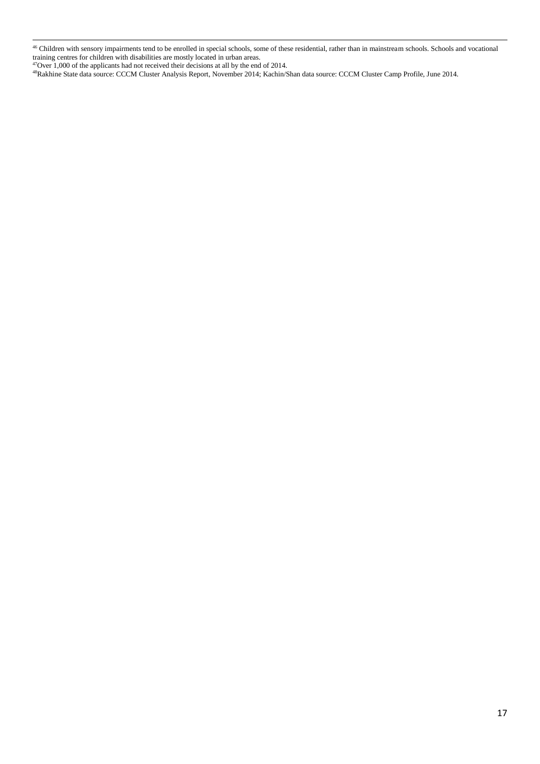[46] Children with sensory impairments tend to be enrolled in special schools, some of these residential, rather than in mainstream schools. Schools and vocational training centres for children with disabilities are mostly located in urban areas.

[47] Over 1,000 of the applicants had not received their decisions at all by the end of 2014.

[48] Rakhine State data source: CCCM Cluster Analysis Report, November 2014; Kachin/Shan data source: CCCM Cluster Camp Profile, June 2014.